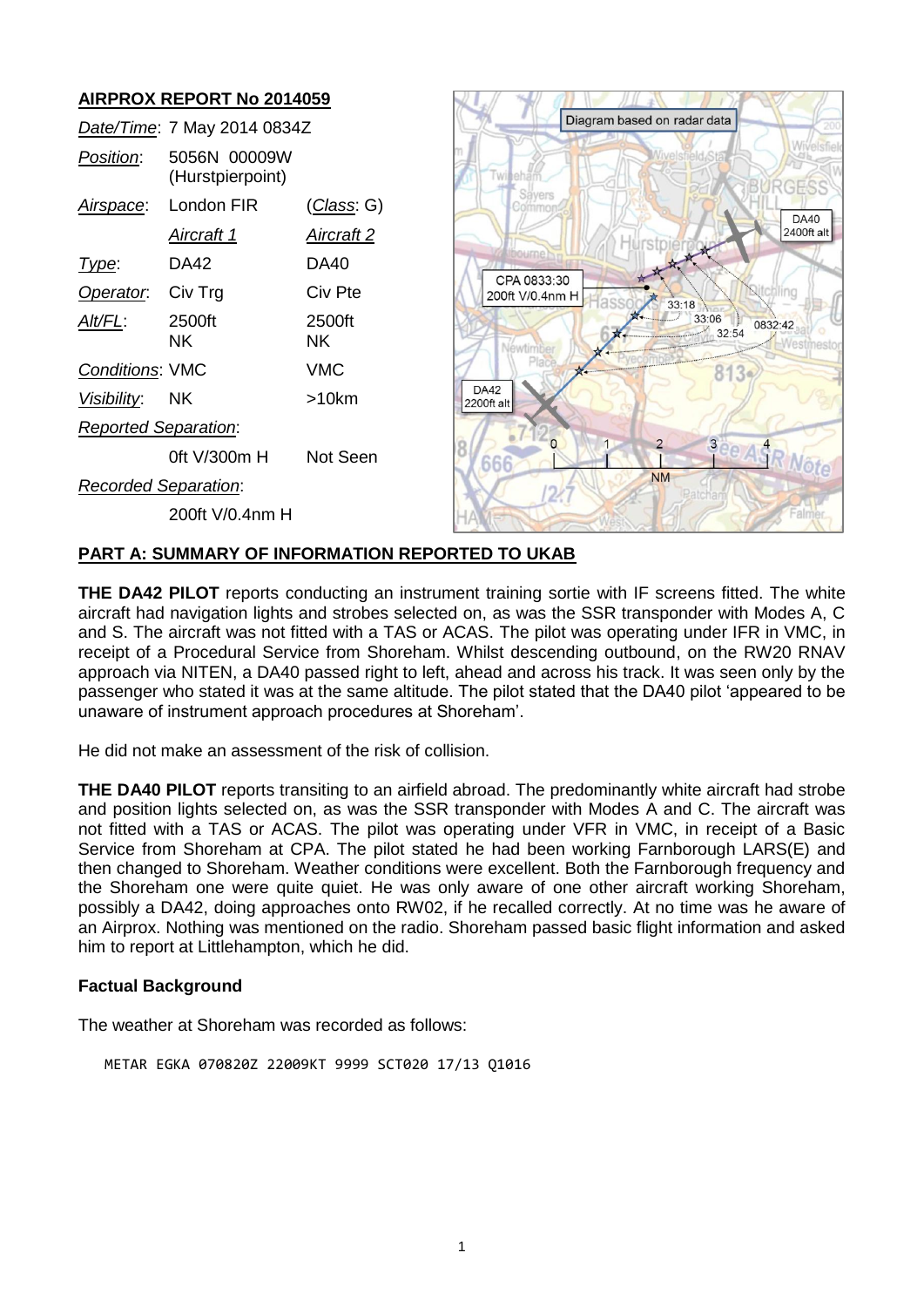# AIRPROX REPORT No 2014059

| | | |
|---|---|---|
| *Date/Time*: | 7 May 2014 0834Z | |
| *Position*: | 5056N 00009W (Hurstpierpoint) | |
| *Airspace*: | London FIR | (*Class*: G) |
| | *Aircraft 1* | *Aircraft 2* |
| *Type*: | DA42 | DA40 |
| *Operator*: | Civ Trg | Civ Pte |
| *Alt/FL*: | 2500ft NK | 2500ft NK |
| *Conditions*: | VMC | VMC |
| *Visibility*: | NK | >10km |
| *Reported Separation*: | | |
| | 0ft V/300m H | Not Seen |
| *Recorded Separation*: | | |
| | 200ft V/0.4nm H | |

Diagram based on radar data

CPA 0833:30 200ft V/0.4nm H

DA42 2200ft alt

DA40 2400ft alt

## PART A: SUMMARY OF INFORMATION REPORTED TO UKAB

**THE DA42 PILOT** reports conducting an instrument training sortie with IF screens fitted. The white aircraft had navigation lights and strobes selected on, as was the SSR transponder with Modes A, C and S. The aircraft was not fitted with a TAS or ACAS. The pilot was operating under IFR in VMC, in receipt of a Procedural Service from Shoreham. Whilst descending outbound, on the RW20 RNAV approach via NITEN, a DA40 passed right to left, ahead and across his track. It was seen only by the passenger who stated it was at the same altitude. The pilot stated that the DA40 pilot 'appeared to be unaware of instrument approach procedures at Shoreham'.

He did not make an assessment of the risk of collision.

**THE DA40 PILOT** reports transiting to an airfield abroad. The predominantly white aircraft had strobe and position lights selected on, as was the SSR transponder with Modes A and C. The aircraft was not fitted with a TAS or ACAS. The pilot was operating under VFR in VMC, in receipt of a Basic Service from Shoreham at CPA. The pilot stated he had been working Farnborough LARS(E) and then changed to Shoreham. Weather conditions were excellent. Both the Farnborough frequency and the Shoreham one were quite quiet. He was only aware of one other aircraft working Shoreham, possibly a DA42, doing approaches onto RW02, if he recalled correctly. At no time was he aware of an Airprox. Nothing was mentioned on the radio. Shoreham passed basic flight information and asked him to report at Littlehampton, which he did.

### Factual Background

The weather at Shoreham was recorded as follows:

```
METAR EGKA 070820Z 22009KT 9999 SCT020 17/13 Q1016
```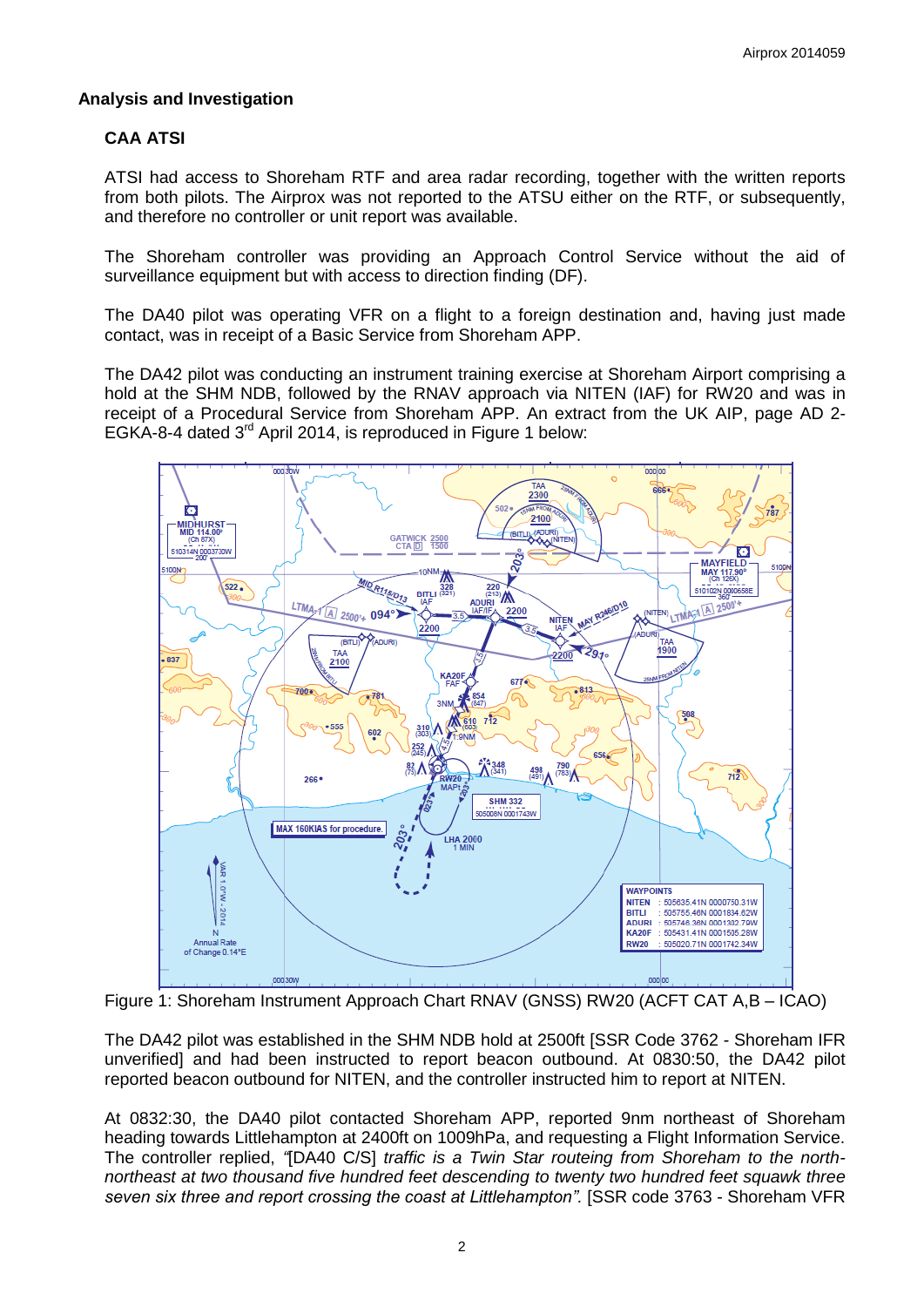## Analysis and Investigation

### CAA ATSI

ATSI had access to Shoreham RTF and area radar recording, together with the written reports from both pilots. The Airprox was not reported to the ATSU either on the RTF, or subsequently, and therefore no controller or unit report was available.

The Shoreham controller was providing an Approach Control Service without the aid of surveillance equipment but with access to direction finding (DF).

The DA40 pilot was operating VFR on a flight to a foreign destination and, having just made contact, was in receipt of a Basic Service from Shoreham APP.

The DA42 pilot was conducting an instrument training exercise at Shoreham Airport comprising a hold at the SHM NDB, followed by the RNAV approach via NITEN (IAF) for RW20 and was in receipt of a Procedural Service from Shoreham APP. An extract from the UK AIP, page AD 2-EGKA-8-4 dated 3rd April 2014, is reproduced in Figure 1 below:

Figure 1: Shoreham Instrument Approach Chart RNAV (GNSS) RW20 (ACFT CAT A,B – ICAO)

The DA42 pilot was established in the SHM NDB hold at 2500ft [SSR Code 3762 - Shoreham IFR unverified] and had been instructed to report beacon outbound. At 0830:50, the DA42 pilot reported beacon outbound for NITEN, and the controller instructed him to report at NITEN.

At 0832:30, the DA40 pilot contacted Shoreham APP, reported 9nm northeast of Shoreham heading towards Littlehampton at 2400ft on 1009hPa, and requesting a Flight Information Service. The controller replied, *"[DA40 C/S] traffic is a Twin Star routeing from Shoreham to the north-northeast at two thousand five hundred feet descending to twenty two hundred feet squawk three seven six three and report crossing the coast at Littlehampton".* [SSR code 3763 - Shoreham VFR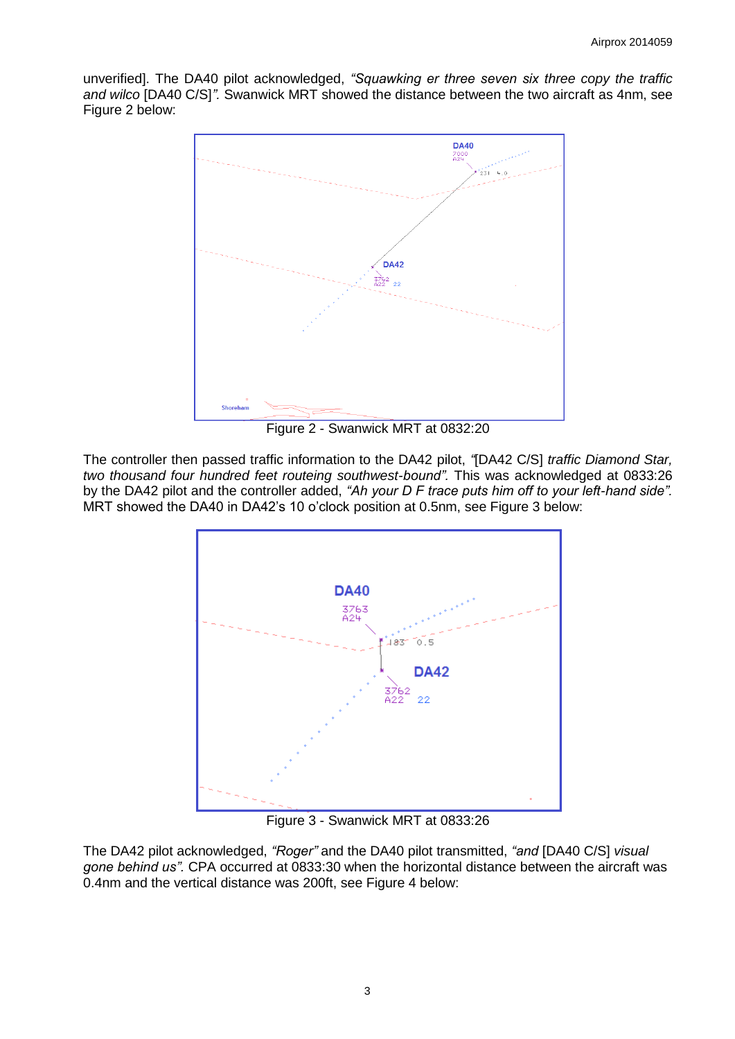unverified]. The DA40 pilot acknowledged, *"Squawking er three seven six three copy the traffic and wilco* [DA40 C/S]*"*. Swanwick MRT showed the distance between the two aircraft as 4nm, see Figure 2 below:

Figure 2 - Swanwick MRT at 0832:20

The controller then passed traffic information to the DA42 pilot, *"*[DA42 C/S] *traffic Diamond Star, two thousand four hundred feet routeing southwest-bound"*. This was acknowledged at 0833:26 by the DA42 pilot and the controller added, *"Ah your D F trace puts him off to your left-hand side"*. MRT showed the DA40 in DA42's 10 o'clock position at 0.5nm, see Figure 3 below:

Figure 3 - Swanwick MRT at 0833:26

The DA42 pilot acknowledged, *"Roger"* and the DA40 pilot transmitted, *"and* [DA40 C/S] *visual gone behind us"*. CPA occurred at 0833:30 when the horizontal distance between the aircraft was 0.4nm and the vertical distance was 200ft, see Figure 4 below: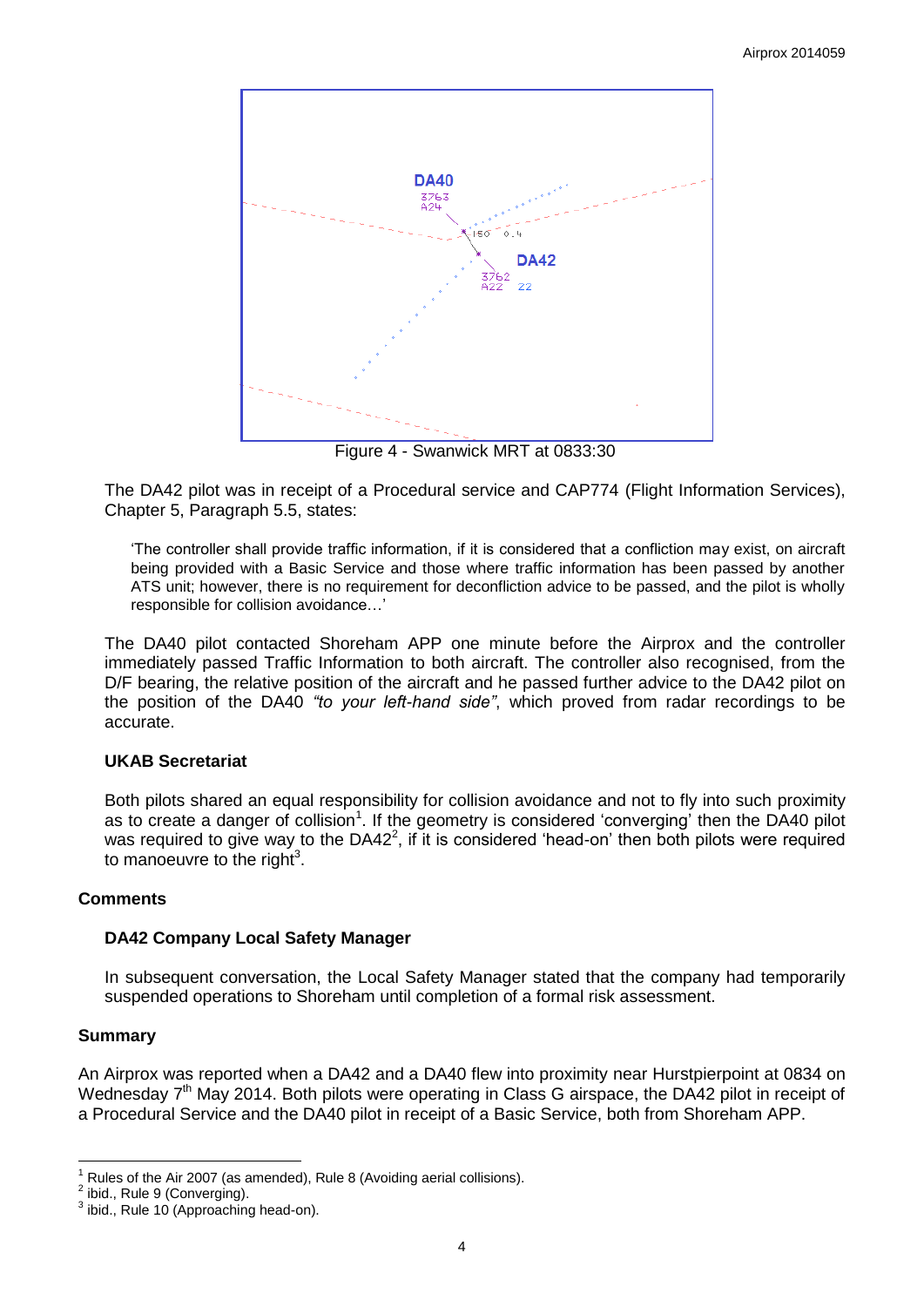Figure 4 - Swanwick MRT at 0833:30

The DA42 pilot was in receipt of a Procedural service and CAP774 (Flight Information Services), Chapter 5, Paragraph 5.5, states:

> 'The controller shall provide traffic information, if it is considered that a confliction may exist, on aircraft being provided with a Basic Service and those where traffic information has been passed by another ATS unit; however, there is no requirement for deconfliction advice to be passed, and the pilot is wholly responsible for collision avoidance…'

The DA40 pilot contacted Shoreham APP one minute before the Airprox and the controller immediately passed Traffic Information to both aircraft. The controller also recognised, from the D/F bearing, the relative position of the aircraft and he passed further advice to the DA42 pilot on the position of the DA40 *"to your left-hand side"*, which proved from radar recordings to be accurate.

### UKAB Secretariat

Both pilots shared an equal responsibility for collision avoidance and not to fly into such proximity as to create a danger of collision[1]. If the geometry is considered 'converging' then the DA40 pilot was required to give way to the DA42[2], if it is considered 'head-on' then both pilots were required to manoeuvre to the right[3].

## Comments

### DA42 Company Local Safety Manager

In subsequent conversation, the Local Safety Manager stated that the company had temporarily suspended operations to Shoreham until completion of a formal risk assessment.

## Summary

An Airprox was reported when a DA42 and a DA40 flew into proximity near Hurstpierpoint at 0834 on Wednesday 7th May 2014. Both pilots were operating in Class G airspace, the DA42 pilot in receipt of a Procedural Service and the DA40 pilot in receipt of a Basic Service, both from Shoreham APP.

---

[1] Rules of the Air 2007 (as amended), Rule 8 (Avoiding aerial collisions).
[2] ibid., Rule 9 (Converging).
[3] ibid., Rule 10 (Approaching head-on).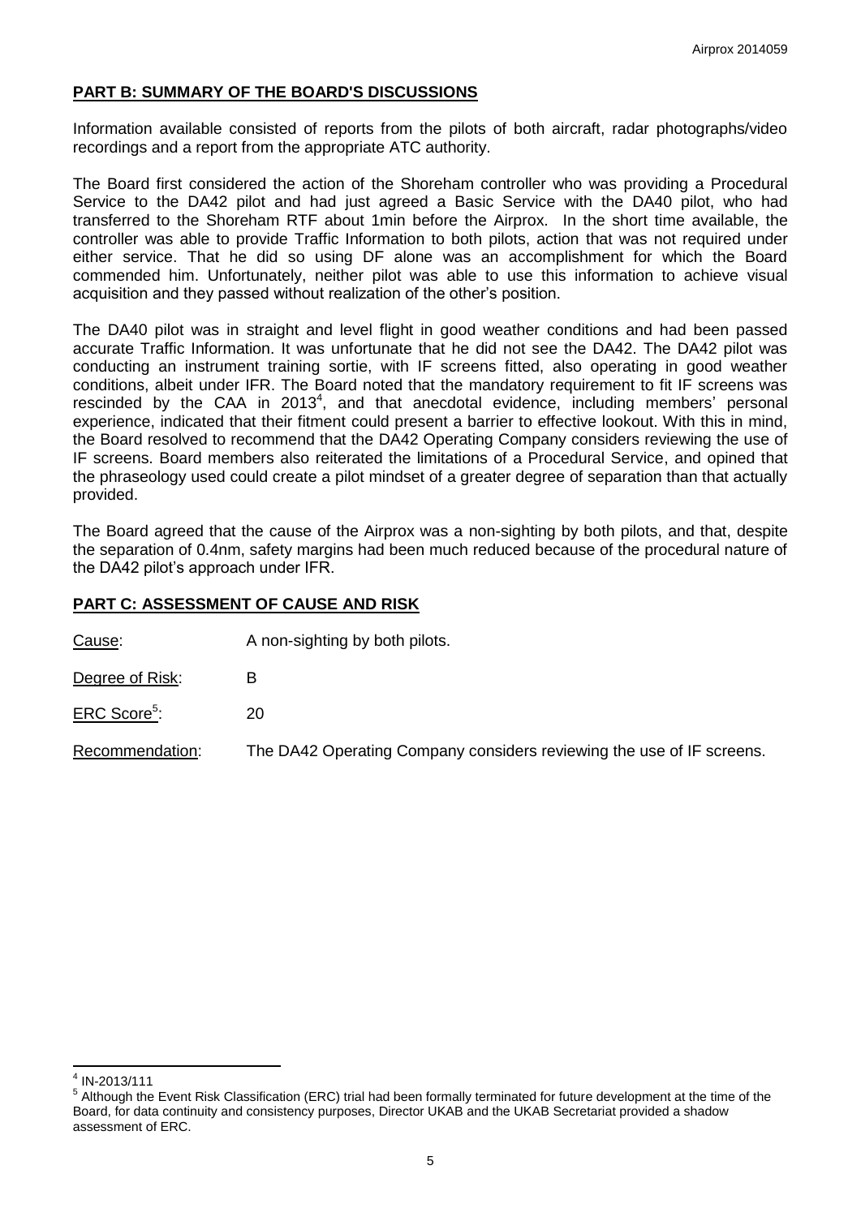## PART B: SUMMARY OF THE BOARD'S DISCUSSIONS

Information available consisted of reports from the pilots of both aircraft, radar photographs/video recordings and a report from the appropriate ATC authority.

The Board first considered the action of the Shoreham controller who was providing a Procedural Service to the DA42 pilot and had just agreed a Basic Service with the DA40 pilot, who had transferred to the Shoreham RTF about 1min before the Airprox. In the short time available, the controller was able to provide Traffic Information to both pilots, action that was not required under either service. That he did so using DF alone was an accomplishment for which the Board commended him. Unfortunately, neither pilot was able to use this information to achieve visual acquisition and they passed without realization of the other's position.

The DA40 pilot was in straight and level flight in good weather conditions and had been passed accurate Traffic Information. It was unfortunate that he did not see the DA42. The DA42 pilot was conducting an instrument training sortie, with IF screens fitted, also operating in good weather conditions, albeit under IFR. The Board noted that the mandatory requirement to fit IF screens was rescinded by the CAA in 2013[4], and that anecdotal evidence, including members' personal experience, indicated that their fitment could present a barrier to effective lookout. With this in mind, the Board resolved to recommend that the DA42 Operating Company considers reviewing the use of IF screens. Board members also reiterated the limitations of a Procedural Service, and opined that the phraseology used could create a pilot mindset of a greater degree of separation than that actually provided.

The Board agreed that the cause of the Airprox was a non-sighting by both pilots, and that, despite the separation of 0.4nm, safety margins had been much reduced because of the procedural nature of the DA42 pilot's approach under IFR.

## PART C: ASSESSMENT OF CAUSE AND RISK

| | |
|---|---|
| Cause: | A non-sighting by both pilots. |
| Degree of Risk: | B |
| ERC Score[5]: | 20 |
| Recommendation: | The DA42 Operating Company considers reviewing the use of IF screens. |

[4] IN-2013/111

[5] Although the Event Risk Classification (ERC) trial had been formally terminated for future development at the time of the Board, for data continuity and consistency purposes, Director UKAB and the UKAB Secretariat provided a shadow assessment of ERC.